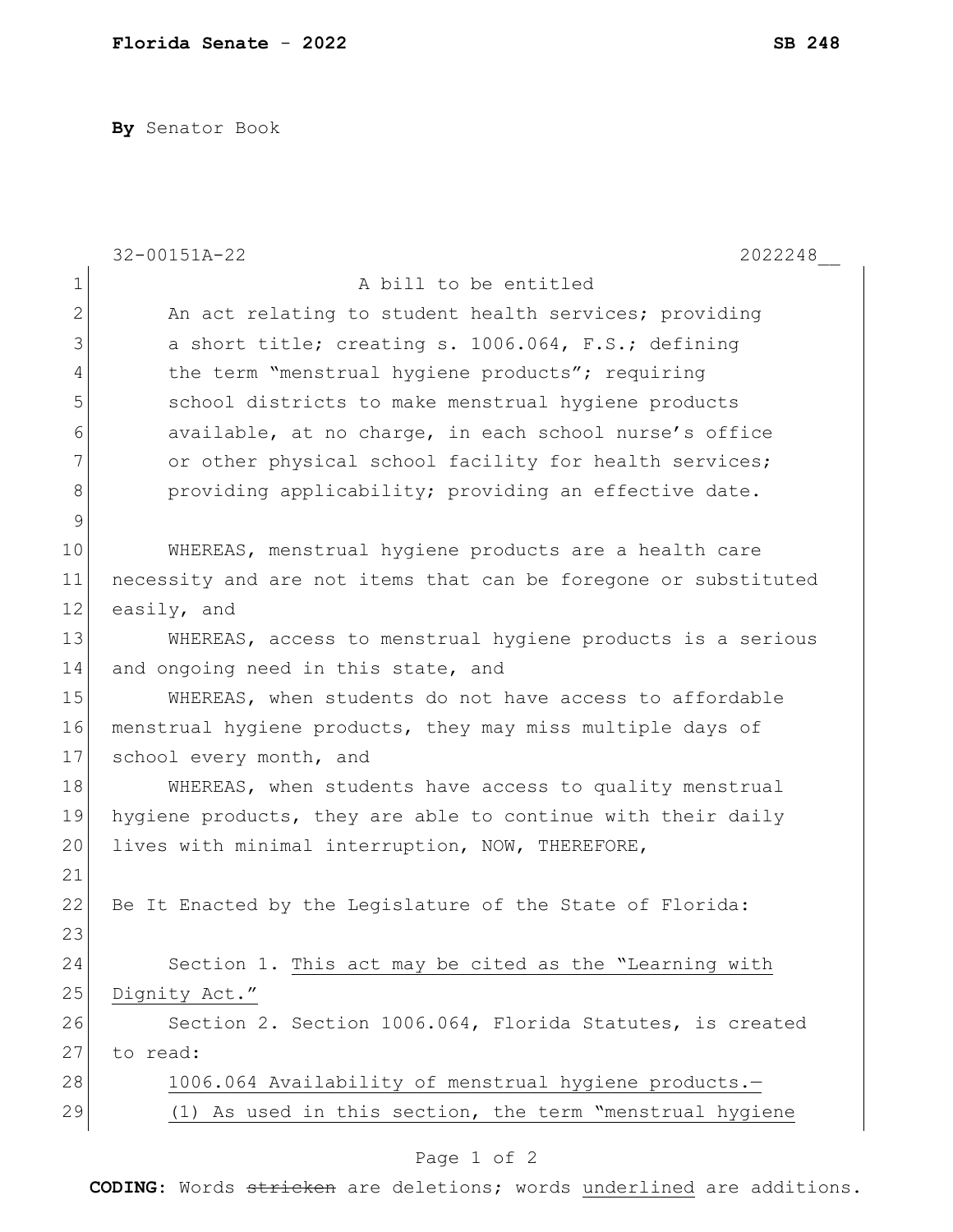**Florida Senate - 2022** **SB 248**

**By** Senator Book

32-00151A-22 2022248__

A bill to be entitled

An act relating to student health services; providing a short title; creating s. 1006.064, F.S.; defining the term "menstrual hygiene products"; requiring school districts to make menstrual hygiene products available, at no charge, in each school nurse's office or other physical school facility for health services; providing applicability; providing an effective date.

WHEREAS, menstrual hygiene products are a health care necessity and are not items that can be foregone or substituted easily, and

WHEREAS, access to menstrual hygiene products is a serious and ongoing need in this state, and

WHEREAS, when students do not have access to affordable menstrual hygiene products, they may miss multiple days of school every month, and

WHEREAS, when students have access to quality menstrual hygiene products, they are able to continue with their daily lives with minimal interruption, NOW, THEREFORE,

Be It Enacted by the Legislature of the State of Florida:

Section 1. <u>This act may be cited as the "Learning with Dignity Act."</u>

Section 2. Section 1006.064, Florida Statutes, is created to read:

<u>1006.064 Availability of menstrual hygiene products.—</u>

<u>(1) As used in this section, the term "menstrual hygiene</u>

**CODING:** Words ~~stricken~~ are deletions; words <u>underlined</u> are additions.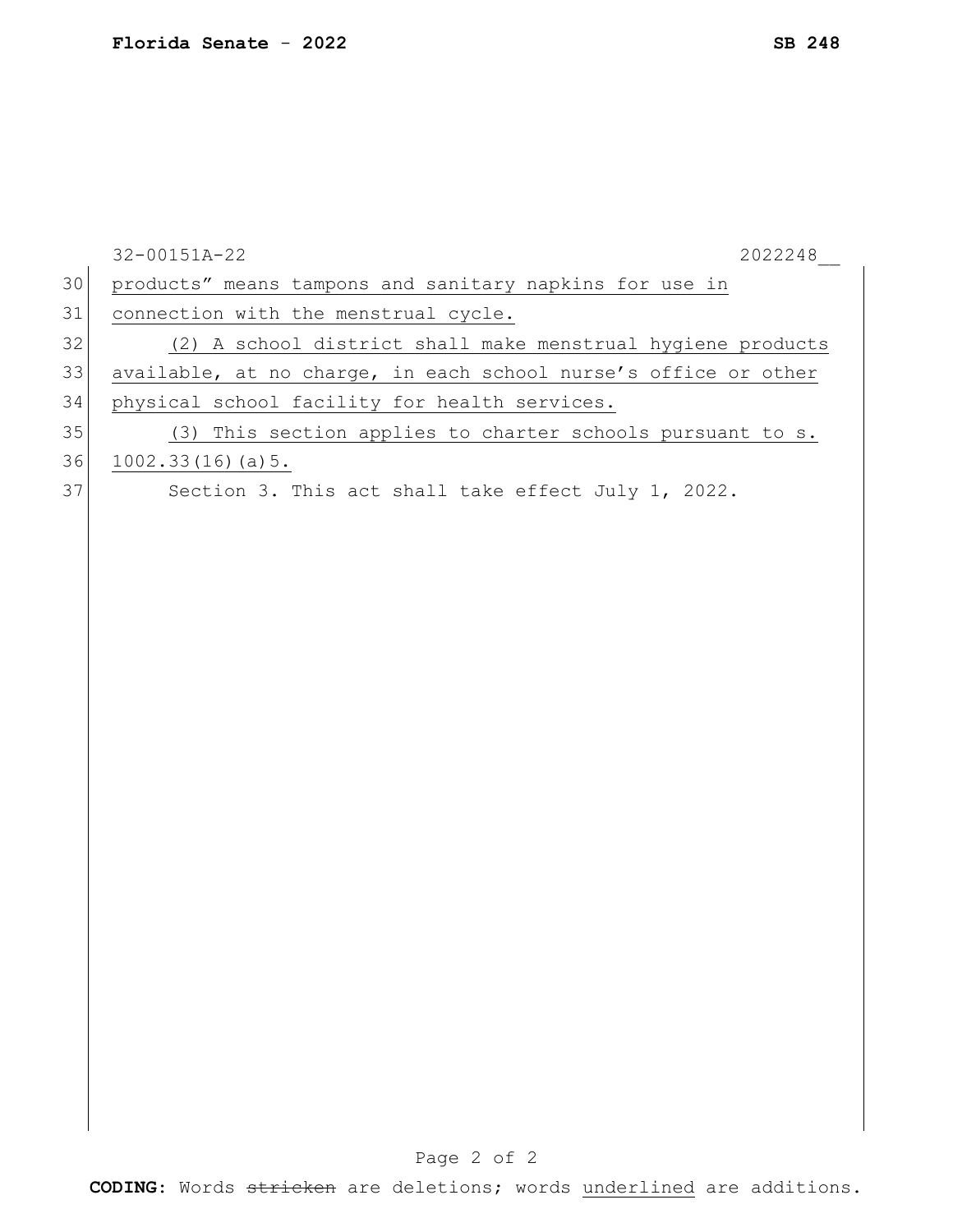32-00151A-22 2022248__

30 products" means tampons and sanitary napkins for use in
31 connection with the menstrual cycle.
32 (2) A school district shall make menstrual hygiene products
33 available, at no charge, in each school nurse's office or other
34 physical school facility for health services.
35 (3) This section applies to charter schools pursuant to s.
36 1002.33(16)(a)5.
37 Section 3. This act shall take effect July 1, 2022.

**CODING:** Words ~~stricken~~ are deletions; words underlined are additions.